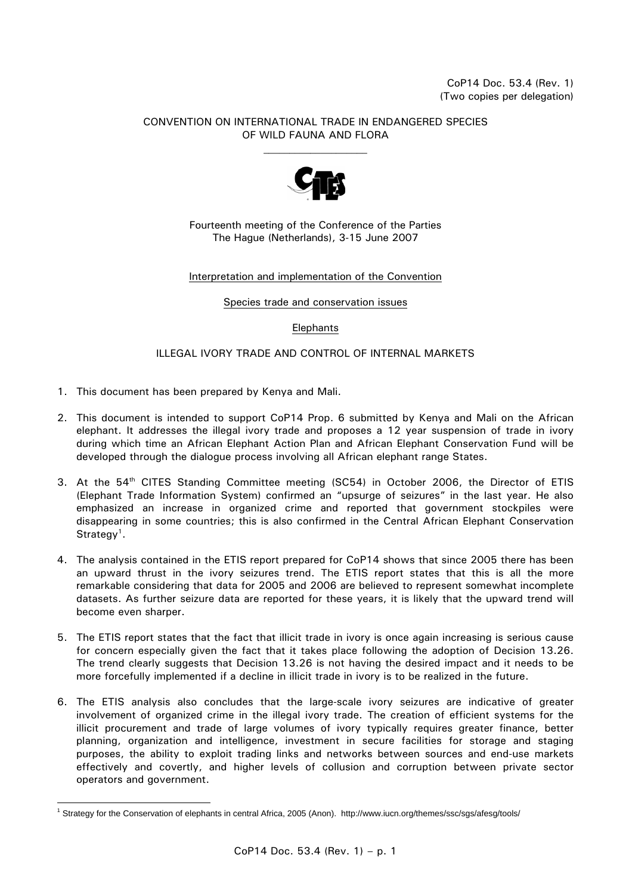CoP14 Doc. 53.4 (Rev. 1)
(Two copies per delegation)

CONVENTION ON INTERNATIONAL TRADE IN ENDANGERED SPECIES OF WILD FAUNA AND FLORA

Fourteenth meeting of the Conference of the Parties
The Hague (Netherlands), 3-15 June 2007

Interpretation and implementation of the Convention

Species trade and conservation issues

Elephants

ILLEGAL IVORY TRADE AND CONTROL OF INTERNAL MARKETS

1. This document has been prepared by Kenya and Mali.

2. This document is intended to support CoP14 Prop. 6 submitted by Kenya and Mali on the African elephant. It addresses the illegal ivory trade and proposes a 12 year suspension of trade in ivory during which time an African Elephant Action Plan and African Elephant Conservation Fund will be developed through the dialogue process involving all African elephant range States.

3. At the 54th CITES Standing Committee meeting (SC54) in October 2006, the Director of ETIS (Elephant Trade Information System) confirmed an "upsurge of seizures" in the last year. He also emphasized an increase in organized crime and reported that government stockpiles were disappearing in some countries; this is also confirmed in the Central African Elephant Conservation Strategy[1].

4. The analysis contained in the ETIS report prepared for CoP14 shows that since 2005 there has been an upward thrust in the ivory seizures trend. The ETIS report states that this is all the more remarkable considering that data for 2005 and 2006 are believed to represent somewhat incomplete datasets. As further seizure data are reported for these years, it is likely that the upward trend will become even sharper.

5. The ETIS report states that the fact that illicit trade in ivory is once again increasing is serious cause for concern especially given the fact that it takes place following the adoption of Decision 13.26. The trend clearly suggests that Decision 13.26 is not having the desired impact and it needs to be more forcefully implemented if a decline in illicit trade in ivory is to be realized in the future.

6. The ETIS analysis also concludes that the large-scale ivory seizures are indicative of greater involvement of organized crime in the illegal ivory trade. The creation of efficient systems for the illicit procurement and trade of large volumes of ivory typically requires greater finance, better planning, organization and intelligence, investment in secure facilities for storage and staging purposes, the ability to exploit trading links and networks between sources and end-use markets effectively and covertly, and higher levels of collusion and corruption between private sector operators and government.

[1] Strategy for the Conservation of elephants in central Africa, 2005 (Anon). http://www.iucn.org/themes/ssc/sgs/afesg/tools/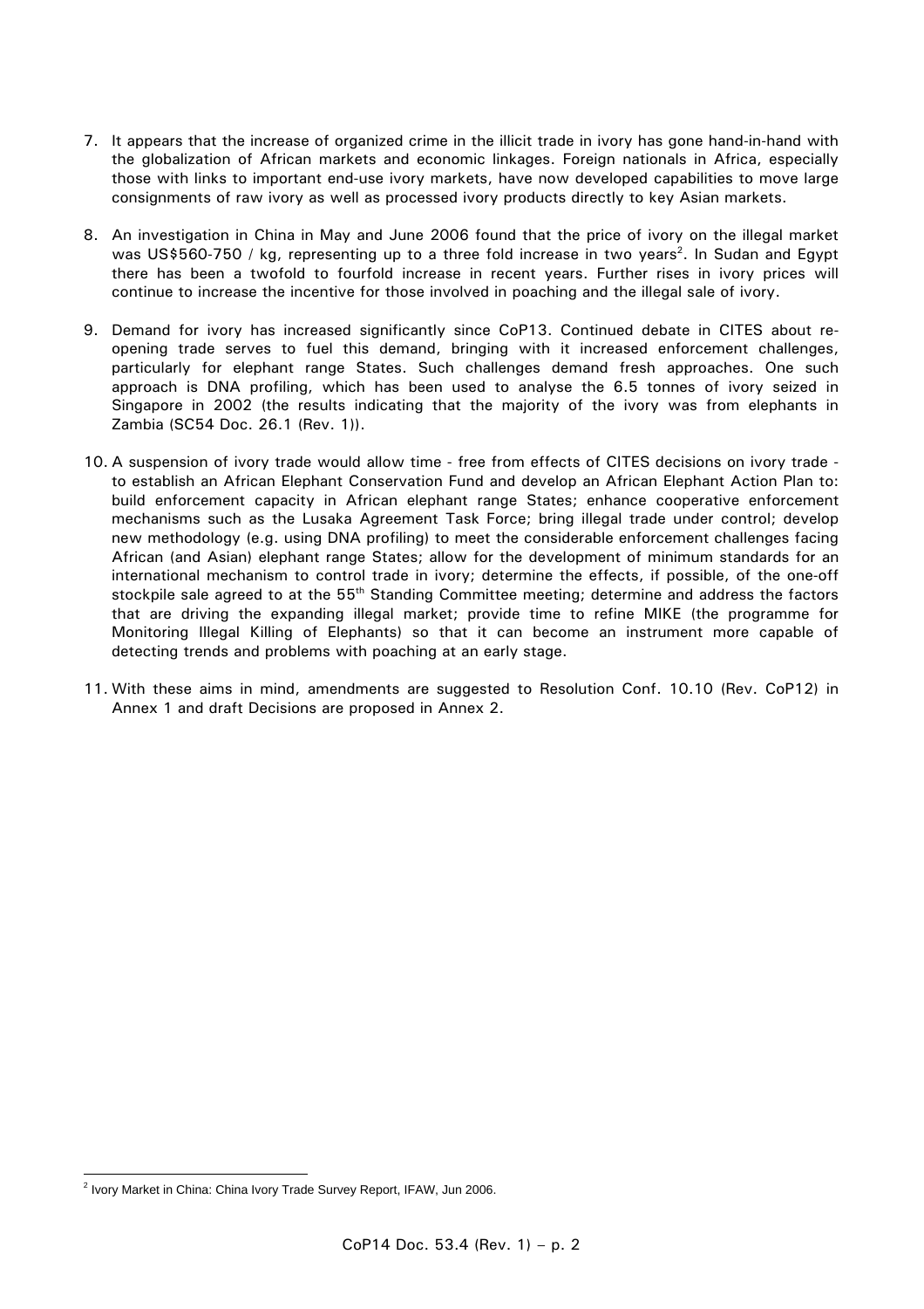7. It appears that the increase of organized crime in the illicit trade in ivory has gone hand-in-hand with the globalization of African markets and economic linkages. Foreign nationals in Africa, especially those with links to important end-use ivory markets, have now developed capabilities to move large consignments of raw ivory as well as processed ivory products directly to key Asian markets.

8. An investigation in China in May and June 2006 found that the price of ivory on the illegal market was US$560-750 / kg, representing up to a three fold increase in two years[2]. In Sudan and Egypt there has been a twofold to fourfold increase in recent years. Further rises in ivory prices will continue to increase the incentive for those involved in poaching and the illegal sale of ivory.

9. Demand for ivory has increased significantly since CoP13. Continued debate in CITES about re-opening trade serves to fuel this demand, bringing with it increased enforcement challenges, particularly for elephant range States. Such challenges demand fresh approaches. One such approach is DNA profiling, which has been used to analyse the 6.5 tonnes of ivory seized in Singapore in 2002 (the results indicating that the majority of the ivory was from elephants in Zambia (SC54 Doc. 26.1 (Rev. 1)).

10. A suspension of ivory trade would allow time - free from effects of CITES decisions on ivory trade - to establish an African Elephant Conservation Fund and develop an African Elephant Action Plan to: build enforcement capacity in African elephant range States; enhance cooperative enforcement mechanisms such as the Lusaka Agreement Task Force; bring illegal trade under control; develop new methodology (e.g. using DNA profiling) to meet the considerable enforcement challenges facing African (and Asian) elephant range States; allow for the development of minimum standards for an international mechanism to control trade in ivory; determine the effects, if possible, of the one-off stockpile sale agreed to at the 55th Standing Committee meeting; determine and address the factors that are driving the expanding illegal market; provide time to refine MIKE (the programme for Monitoring Illegal Killing of Elephants) so that it can become an instrument more capable of detecting trends and problems with poaching at an early stage.

11. With these aims in mind, amendments are suggested to Resolution Conf. 10.10 (Rev. CoP12) in Annex 1 and draft Decisions are proposed in Annex 2.

---

[2] Ivory Market in China: China Ivory Trade Survey Report, IFAW, Jun 2006.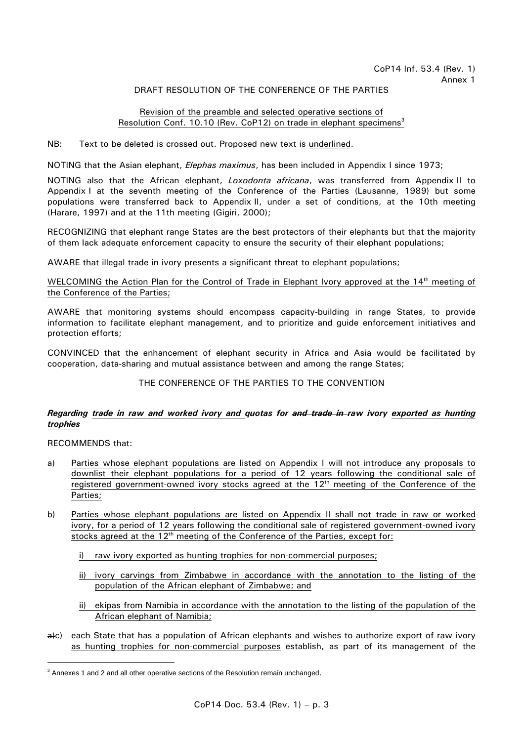CoP14 Inf. 53.4 (Rev. 1)
Annex 1

DRAFT RESOLUTION OF THE CONFERENCE OF THE PARTIES

<u>Revision of the preamble and selected operative sections of Resolution Conf. 10.10 (Rev. CoP12) on trade in elephant specimens</u>[3]

NB: Text to be deleted is ~~crossed out~~. Proposed new text is <u>underlined</u>.

NOTING that the Asian elephant, *Elephas maximus*, has been included in Appendix I since 1973;

NOTING also that the African elephant, *Loxodonta africana*, was transferred from Appendix II to Appendix I at the seventh meeting of the Conference of the Parties (Lausanne, 1989) but some populations were transferred back to Appendix II, under a set of conditions, at the 10th meeting (Harare, 1997) and at the 11th meeting (Gigiri, 2000);

RECOGNIZING that elephant range States are the best protectors of their elephants but that the majority of them lack adequate enforcement capacity to ensure the security of their elephant populations;

<u>AWARE that illegal trade in ivory presents a significant threat to elephant populations;</u>

<u>WELCOMING the Action Plan for the Control of Trade in Elephant Ivory approved at the 14th meeting of the Conference of the Parties;</u>

AWARE that monitoring systems should encompass capacity-building in range States, to provide information to facilitate elephant management, and to prioritize and guide enforcement initiatives and protection efforts;

CONVINCED that the enhancement of elephant security in Africa and Asia would be facilitated by cooperation, data-sharing and mutual assistance between and among the range States;

THE CONFERENCE OF THE PARTIES TO THE CONVENTION

***Regarding <u>trade in raw and worked ivory and</u> quotas for ~~and trade in~~ raw ivory <u>exported as hunting trophies</u>***

RECOMMENDS that:

a) <u>Parties whose elephant populations are listed on Appendix I will not introduce any proposals to downlist their elephant populations for a period of 12 years following the conditional sale of registered government-owned ivory stocks agreed at the 12th meeting of the Conference of the Parties;</u>

b) <u>Parties whose elephant populations are listed on Appendix II shall not trade in raw or worked ivory, for a period of 12 years following the conditional sale of registered government-owned ivory stocks agreed at the 12th meeting of the Conference of the Parties, except for:</u>

   i) <u>raw ivory exported as hunting trophies for non-commercial purposes;</u>

   ii) <u>ivory carvings from Zimbabwe in accordance with the annotation to the listing of the population of the African elephant of Zimbabwe; and</u>

   ii) <u>ekipas from Namibia in accordance with the annotation to the listing of the population of the African elephant of Namibia;</u>

~~a)~~c) each State that has a population of African elephants and wishes to authorize export of raw ivory <u>as hunting trophies for non-commercial purposes</u> establish, as part of its management of the

[3] Annexes 1 and 2 and all other operative sections of the Resolution remain unchanged.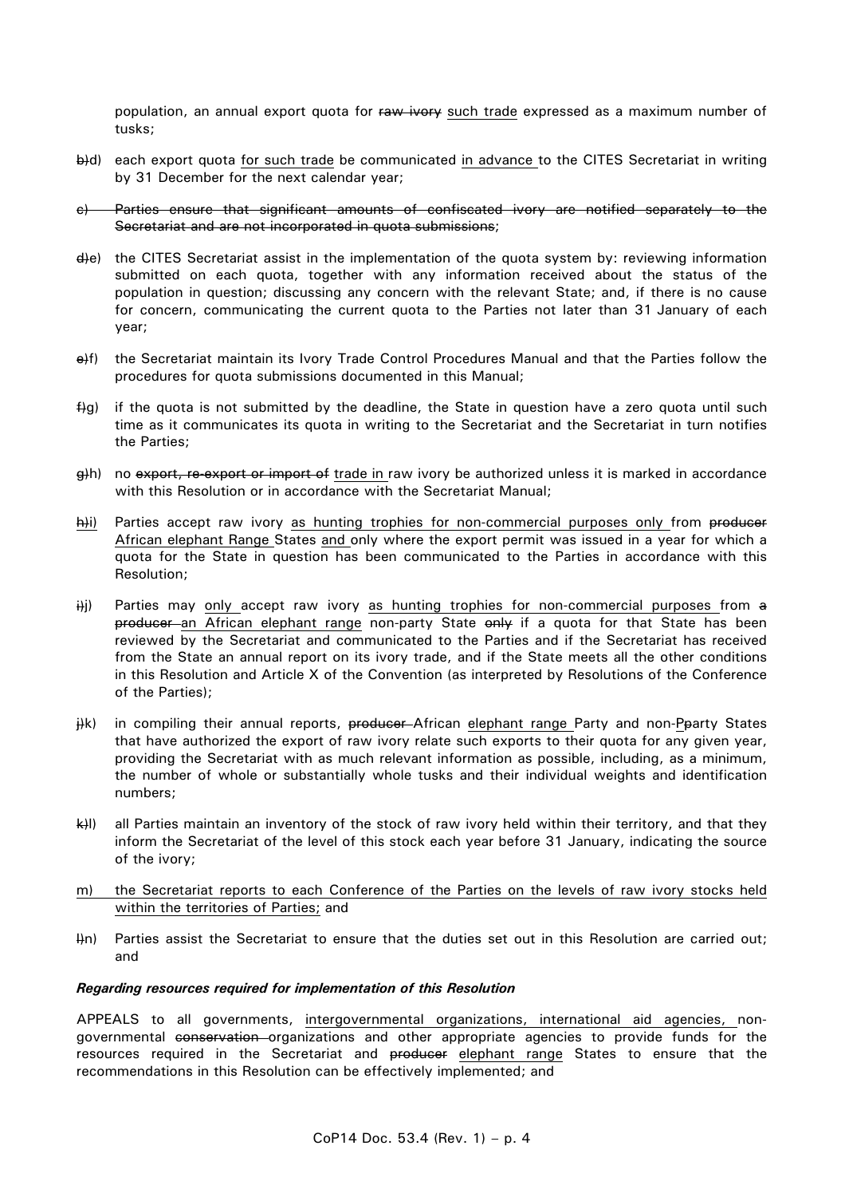population, an annual export quota for ~~raw ivory~~ <u>such trade</u> expressed as a maximum number of tusks;

~~b)~~d) each export quota <u>for such trade</u> be communicated <u>in advance</u> to the CITES Secretariat in writing by 31 December for the next calendar year;

~~c) Parties ensure that significant amounts of confiscated ivory are notified separately to the Secretariat and are not incorporated in quota submissions~~;

~~d)~~e) the CITES Secretariat assist in the implementation of the quota system by: reviewing information submitted on each quota, together with any information received about the status of the population in question; discussing any concern with the relevant State; and, if there is no cause for concern, communicating the current quota to the Parties not later than 31 January of each year;

~~e)~~f) the Secretariat maintain its Ivory Trade Control Procedures Manual and that the Parties follow the procedures for quota submissions documented in this Manual;

~~f)~~g) if the quota is not submitted by the deadline, the State in question have a zero quota until such time as it communicates its quota in writing to the Secretariat and the Secretariat in turn notifies the Parties;

~~g)~~h) no ~~export, re-export or import of~~ <u>trade in</u> raw ivory be authorized unless it is marked in accordance with this Resolution or in accordance with the Secretariat Manual;

~~h)~~i) Parties accept raw ivory <u>as hunting trophies for non-commercial purposes only</u> from ~~producer~~ <u>African elephant Range</u> States <u>and</u> only where the export permit was issued in a year for which a quota for the State in question has been communicated to the Parties in accordance with this Resolution;

~~i)~~j) Parties may <u>only</u> accept raw ivory <u>as hunting trophies for non-commercial purposes</u> from ~~a producer~~ <u>an African elephant range</u> non-party State ~~only~~ if a quota for that State has been reviewed by the Secretariat and communicated to the Parties and if the Secretariat has received from the State an annual report on its ivory trade, and if the State meets all the other conditions in this Resolution and Article X of the Convention (as interpreted by Resolutions of the Conference of the Parties);

~~j)~~k) in compiling their annual reports, ~~producer~~ African <u>elephant range</u> Party and non-~~P~~<u>p</u>arty States that have authorized the export of raw ivory relate such exports to their quota for any given year, providing the Secretariat with as much relevant information as possible, including, as a minimum, the number of whole or substantially whole tusks and their individual weights and identification numbers;

~~k)~~l) all Parties maintain an inventory of the stock of raw ivory held within their territory, and that they inform the Secretariat of the level of this stock each year before 31 January, indicating the source of the ivory;

<u>m) the Secretariat reports to each Conference of the Parties on the levels of raw ivory stocks held within the territories of Parties;</u> and

~~l)~~n) Parties assist the Secretariat to ensure that the duties set out in this Resolution are carried out; and

***Regarding resources required for implementation of this Resolution***

APPEALS to all governments, <u>intergovernmental organizations, international aid agencies,</u> non-governmental ~~conservation~~ organizations and other appropriate agencies to provide funds for the resources required in the Secretariat and ~~producer~~ <u>elephant range</u> States to ensure that the recommendations in this Resolution can be effectively implemented; and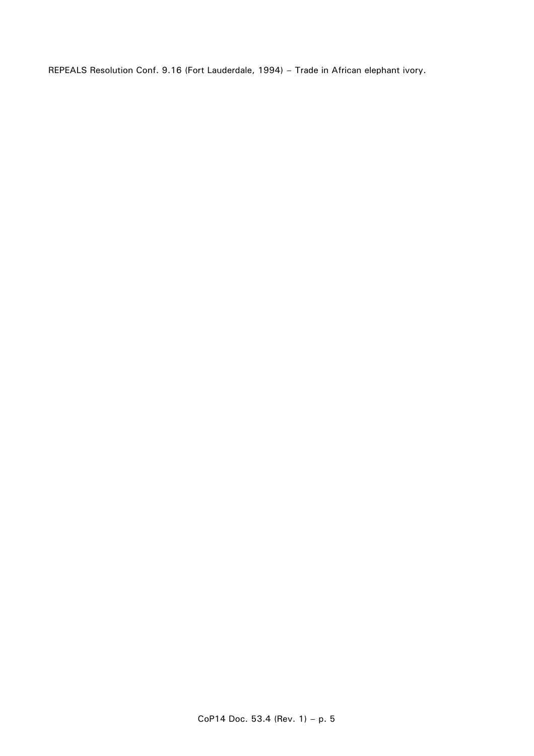REPEALS Resolution Conf. 9.16 (Fort Lauderdale, 1994) – Trade in African elephant ivory.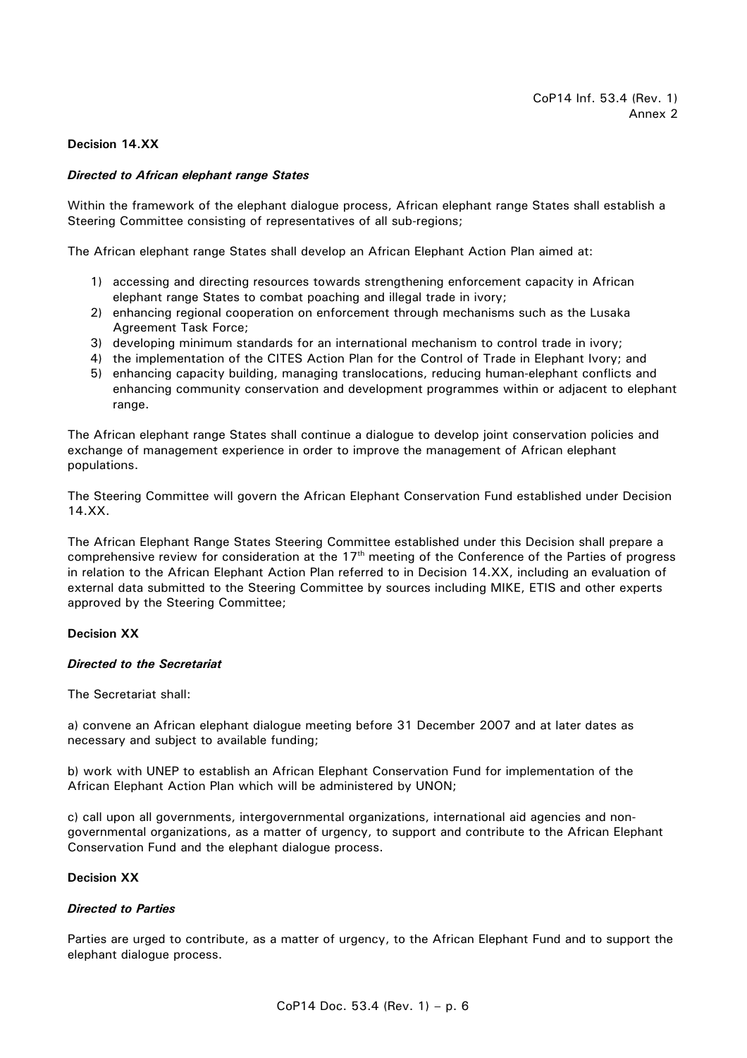CoP14 Inf. 53.4 (Rev. 1)
Annex 2

**Decision 14.XX**

***Directed to African elephant range States***

Within the framework of the elephant dialogue process, African elephant range States shall establish a Steering Committee consisting of representatives of all sub-regions;

The African elephant range States shall develop an African Elephant Action Plan aimed at:

1) accessing and directing resources towards strengthening enforcement capacity in African elephant range States to combat poaching and illegal trade in ivory;
2) enhancing regional cooperation on enforcement through mechanisms such as the Lusaka Agreement Task Force;
3) developing minimum standards for an international mechanism to control trade in ivory;
4) the implementation of the CITES Action Plan for the Control of Trade in Elephant Ivory; and
5) enhancing capacity building, managing translocations, reducing human-elephant conflicts and enhancing community conservation and development programmes within or adjacent to elephant range.

The African elephant range States shall continue a dialogue to develop joint conservation policies and exchange of management experience in order to improve the management of African elephant populations.

The Steering Committee will govern the African Elephant Conservation Fund established under Decision 14.XX.

The African Elephant Range States Steering Committee established under this Decision shall prepare a comprehensive review for consideration at the 17th meeting of the Conference of the Parties of progress in relation to the African Elephant Action Plan referred to in Decision 14.XX, including an evaluation of external data submitted to the Steering Committee by sources including MIKE, ETIS and other experts approved by the Steering Committee;

**Decision XX**

***Directed to the Secretariat***

The Secretariat shall:

a) convene an African elephant dialogue meeting before 31 December 2007 and at later dates as necessary and subject to available funding;

b) work with UNEP to establish an African Elephant Conservation Fund for implementation of the African Elephant Action Plan which will be administered by UNON;

c) call upon all governments, intergovernmental organizations, international aid agencies and non-governmental organizations, as a matter of urgency, to support and contribute to the African Elephant Conservation Fund and the elephant dialogue process.

**Decision XX**

***Directed to Parties***

Parties are urged to contribute, as a matter of urgency, to the African Elephant Fund and to support the elephant dialogue process.